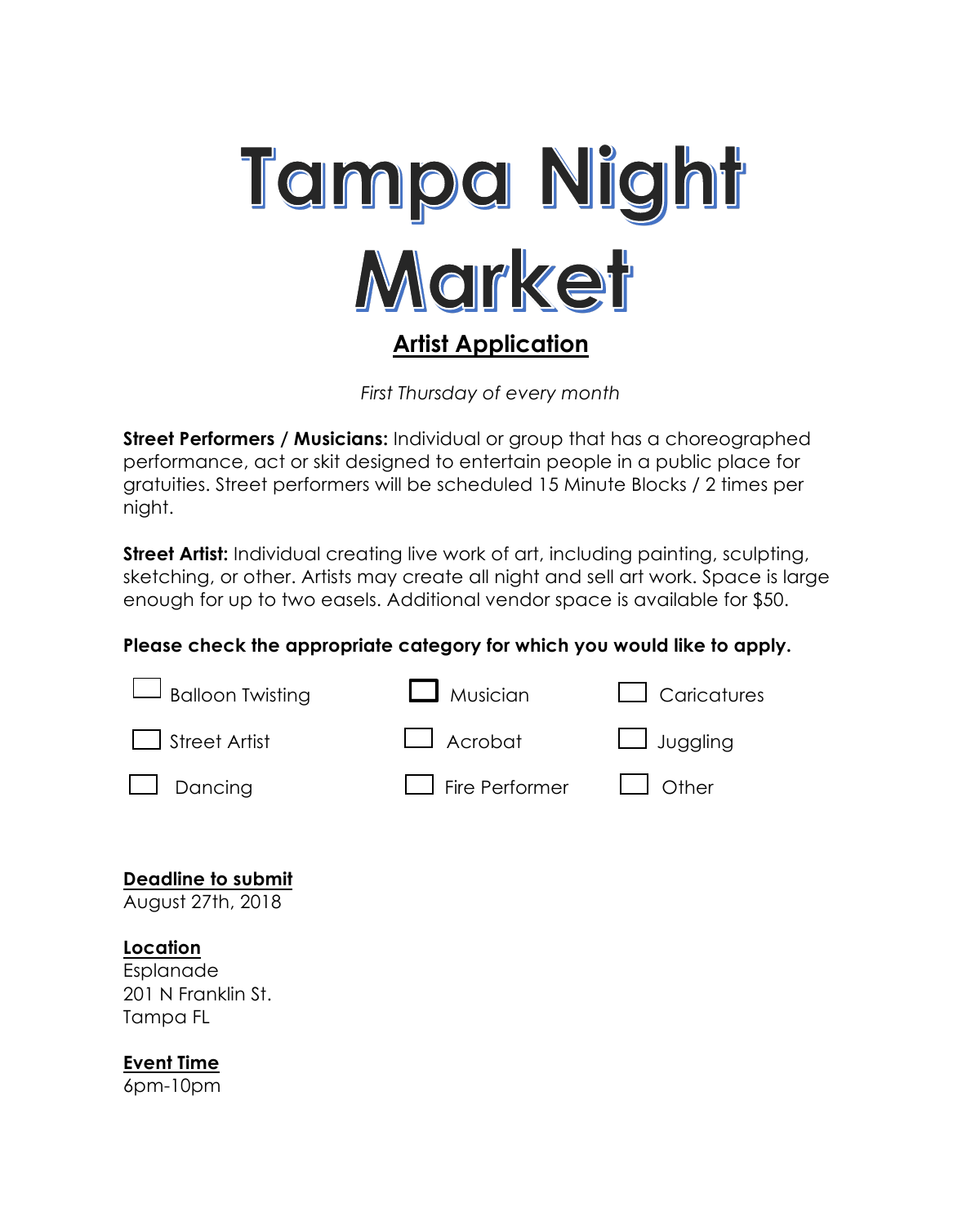# Tampa Night Market

## Artist Application

*First Thursday of every month*

**Street Performers / Musicians:** Individual or group that has a choreographed performance, act or skit designed to entertain people in a public place for gratuities. Street performers will be scheduled 15 Minute Blocks / 2 times per night.

**Street Artist:** Individual creating live work of art, including painting, sculpting, sketching, or other. Artists may create all night and sell art work. Space is large enough for up to two easels. Additional vendor space is available for $50.

**Please check the appropriate category for which you would like to apply.**

- [ ] Balloon Twisting
- [ ] Musician
- [ ] Caricatures
- [ ] Street Artist
- [ ] Acrobat
- [ ] Juggling
- [ ] Dancing
- [ ] Fire Performer
- [ ] Other

**Deadline to submit**
August 27th, 2018

**Location**
Esplanade
201 N Franklin St.
Tampa FL

**Event Time**
6pm-10pm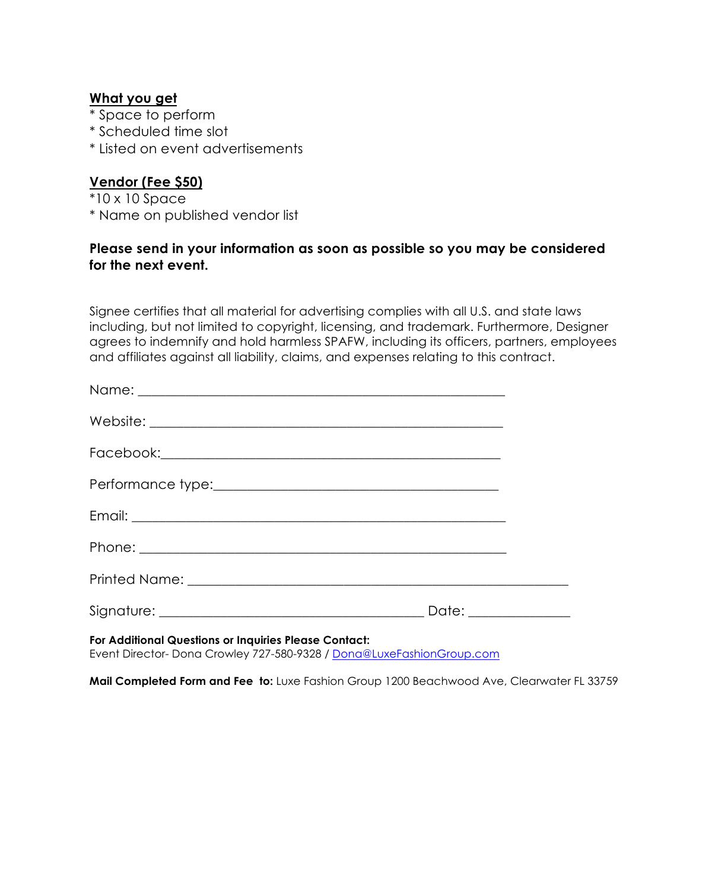**What you get**

* Space to perform
* Scheduled time slot
* Listed on event advertisements

**Vendor (Fee $50)**

*10 x 10 Space
* Name on published vendor list

**Please send in your information as soon as possible so you may be considered for the next event.**

Signee certifies that all material for advertising complies with all U.S. and state laws including, but not limited to copyright, licensing, and trademark. Furthermore, Designer agrees to indemnify and hold harmless SPAFW, including its officers, partners, employees and affiliates against all liability, claims, and expenses relating to this contract.

Name: ___________________________________________________

Website: _________________________________________________

Facebook:________________________________________________

Performance type:_________________________________________

Email: ___________________________________________________

Phone: ___________________________________________________

Printed Name: ___________________________________________________

Signature: ____________________________________ Date: _____________

**For Additional Questions or Inquiries Please Contact:**
Event Director- Dona Crowley 727-580-9328 / Dona@LuxeFashionGroup.com

**Mail Completed Form and Fee to:** Luxe Fashion Group 1200 Beachwood Ave, Clearwater FL 33759